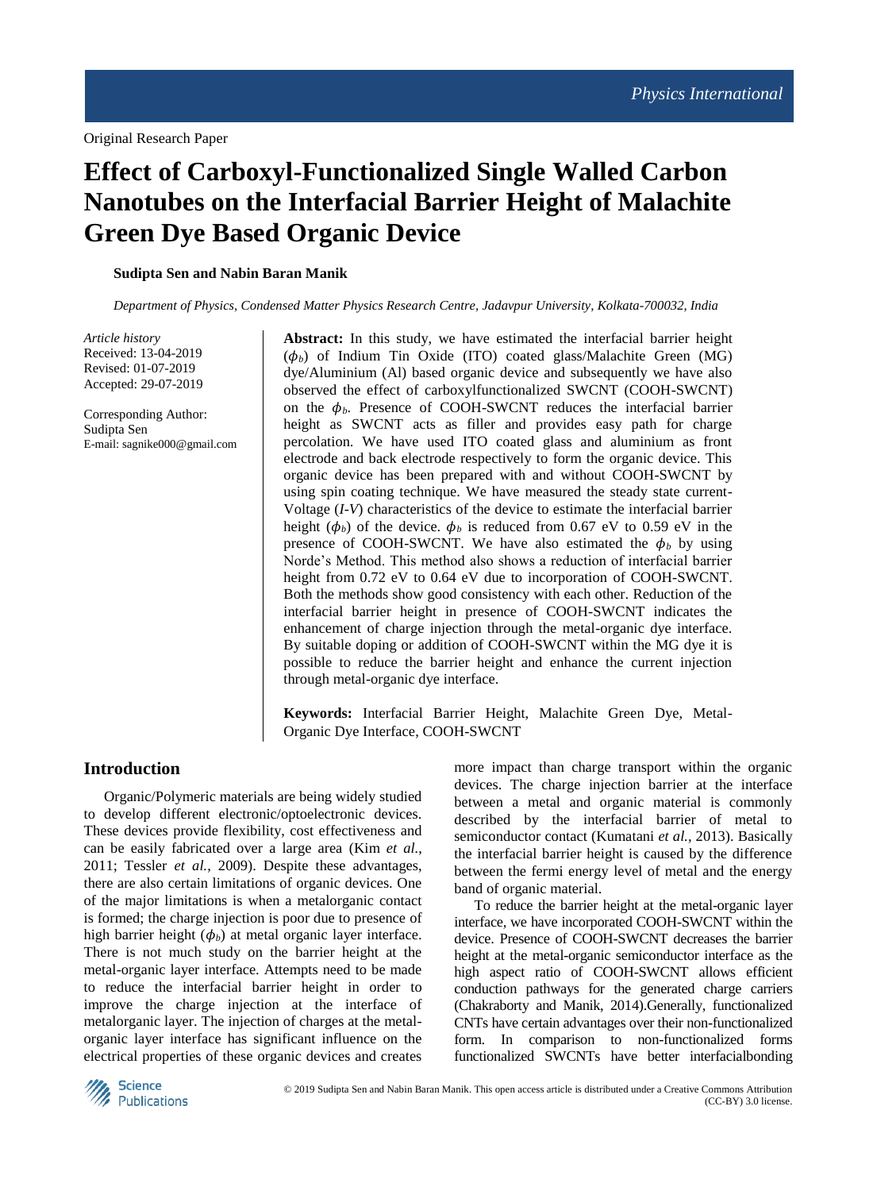Original Research Paper

# Effect of Carboxyl-Functionalized Single Walled Carbon Nanotubes on the Interfacial Barrier Height of Malachite Green Dye Based Organic Device

**Sudipta Sen and Nabin Baran Manik**

*Department of Physics, Condensed Matter Physics Research Centre, Jadavpur University, Kolkata-700032, India*

*Article history*
Received: 13-04-2019
Revised: 01-07-2019
Accepted: 29-07-2019

Corresponding Author:
Sudipta Sen
E-mail: sagnike000@gmail.com

**Abstract:** In this study, we have estimated the interfacial barrier height ($\phi_b$) of Indium Tin Oxide (ITO) coated glass/Malachite Green (MG) dye/Aluminium (Al) based organic device and subsequently we have also observed the effect of carboxylfunctionalized SWCNT (COOH-SWCNT) on the $\phi_b$. Presence of COOH-SWCNT reduces the interfacial barrier height as SWCNT acts as filler and provides easy path for charge percolation. We have used ITO coated glass and aluminium as front electrode and back electrode respectively to form the organic device. This organic device has been prepared with and without COOH-SWCNT by using spin coating technique. We have measured the steady state current-Voltage (*I-V*) characteristics of the device to estimate the interfacial barrier height ($\phi_b$) of the device. $\phi_b$ is reduced from 0.67 eV to 0.59 eV in the presence of COOH-SWCNT. We have also estimated the $\phi_b$ by using Norde's Method. This method also shows a reduction of interfacial barrier height from 0.72 eV to 0.64 eV due to incorporation of COOH-SWCNT. Both the methods show good consistency with each other. Reduction of the interfacial barrier height in presence of COOH-SWCNT indicates the enhancement of charge injection through the metal-organic dye interface. By suitable doping or addition of COOH-SWCNT within the MG dye it is possible to reduce the barrier height and enhance the current injection through metal-organic dye interface.

**Keywords:** Interfacial Barrier Height, Malachite Green Dye, Metal-Organic Dye Interface, COOH-SWCNT

## Introduction

Organic/Polymeric materials are being widely studied to develop different electronic/optoelectronic devices. These devices provide flexibility, cost effectiveness and can be easily fabricated over a large area (Kim *et al.*, 2011; Tessler *et al.*, 2009). Despite these advantages, there are also certain limitations of organic devices. One of the major limitations is when a metalorganic contact is formed; the charge injection is poor due to presence of high barrier height ($\phi_b$) at metal organic layer interface. There is not much study on the barrier height at the metal-organic layer interface. Attempts need to be made to reduce the interfacial barrier height in order to improve the charge injection at the interface of metalorganic layer. The injection of charges at the metal-organic layer interface has significant influence on the electrical properties of these organic devices and creates more impact than charge transport within the organic devices. The charge injection barrier at the interface between a metal and organic material is commonly described by the interfacial barrier of metal to semiconductor contact (Kumatani *et al.*, 2013). Basically the interfacial barrier height is caused by the difference between the fermi energy level of metal and the energy band of organic material.

To reduce the barrier height at the metal-organic layer interface, we have incorporated COOH-SWCNT within the device. Presence of COOH-SWCNT decreases the barrier height at the metal-organic semiconductor interface as the high aspect ratio of COOH-SWCNT allows efficient conduction pathways for the generated charge carriers (Chakraborty and Manik, 2014).Generally, functionalized CNTs have certain advantages over their non-functionalized form. In comparison to non-functionalized forms functionalized SWCNTs have better interfacialbonding

© 2019 Sudipta Sen and Nabin Baran Manik. This open access article is distributed under a Creative Commons Attribution (CC-BY) 3.0 license.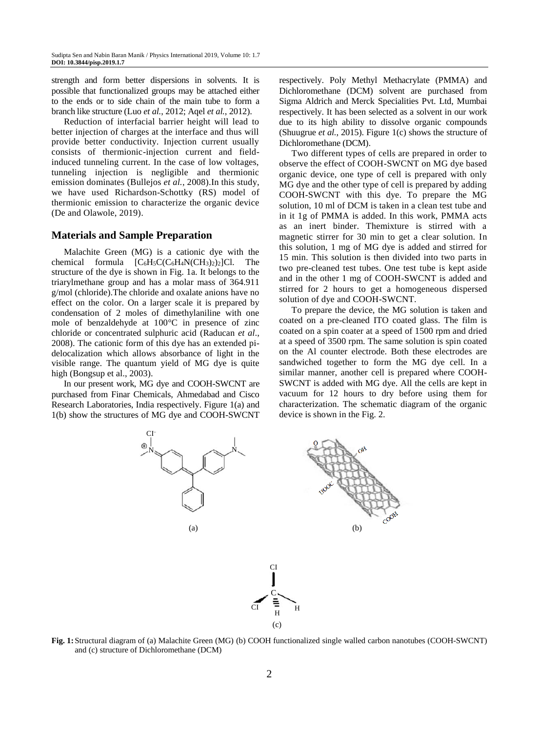strength and form better dispersions in solvents. It is possible that functionalized groups may be attached either to the ends or to side chain of the main tube to form a branch like structure (Luo *et al.*, 2012; Aqel *et al.*, 2012).

Reduction of interfacial barrier height will lead to better injection of charges at the interface and thus will provide better conductivity. Injection current usually consists of thermionic-injection current and field-induced tunneling current. In the case of low voltages, tunneling injection is negligible and thermionic emission dominates (Bullejos *et al.*, 2008).In this study, we have used Richardson-Schottky (RS) model of thermionic emission to characterize the organic device (De and Olawole, 2019).

## Materials and Sample Preparation

Malachite Green (MG) is a cationic dye with the chemical formula $[C_6H_5C(C_6H_4N(CH_3)_2)_2]Cl$. The structure of the dye is shown in Fig. 1a. It belongs to the triarylmethane group and has a molar mass of 364.911 g/mol (chloride).The chloride and oxalate anions have no effect on the color. On a larger scale it is prepared by condensation of 2 moles of dimethylaniline with one mole of benzaldehyde at 100°C in presence of zinc chloride or concentrated sulphuric acid (Raducan *et al*., 2008). The cationic form of this dye has an extended pi-delocalization which allows absorbance of light in the visible range. The quantum yield of MG dye is quite high (Bongsup et al., 2003).

In our present work, MG dye and COOH-SWCNT are purchased from Finar Chemicals, Ahmedabad and Cisco Research Laboratories, India respectively. Figure 1(a) and 1(b) show the structures of MG dye and COOH-SWCNT respectively. Poly Methyl Methacrylate (PMMA) and Dichloromethane (DCM) solvent are purchased from Sigma Aldrich and Merck Specialities Pvt. Ltd, Mumbai respectively. It has been selected as a solvent in our work due to its high ability to dissolve organic compounds (Shuugrue *et al.*, 2015). Figure 1(c) shows the structure of Dichloromethane (DCM).

Two different types of cells are prepared in order to observe the effect of COOH-SWCNT on MG dye based organic device, one type of cell is prepared with only MG dye and the other type of cell is prepared by adding COOH-SWCNT with this dye. To prepare the MG solution, 10 ml of DCM is taken in a clean test tube and in it 1g of PMMA is added. In this work, PMMA acts as an inert binder. Themixture is stirred with a magnetic stirrer for 30 min to get a clear solution. In this solution, 1 mg of MG dye is added and stirred for 15 min. This solution is then divided into two parts in two pre-cleaned test tubes. One test tube is kept aside and in the other 1 mg of COOH-SWCNT is added and stirred for 2 hours to get a homogeneous dispersed solution of dye and COOH-SWCNT.

To prepare the device, the MG solution is taken and coated on a pre-cleaned ITO coated glass. The film is coated on a spin coater at a speed of 1500 rpm and dried at a speed of 3500 rpm. The same solution is spin coated on the Al counter electrode. Both these electrodes are sandwiched together to form the MG dye cell. In a similar manner, another cell is prepared where COOH-SWCNT is added with MG dye. All the cells are kept in vacuum for 12 hours to dry before using them for characterization. The schematic diagram of the organic device is shown in the Fig. 2.

**Fig. 1:** Structural diagram of (a) Malachite Green (MG) (b) COOH functionalized single walled carbon nanotubes (COOH-SWCNT) and (c) structure of Dichloromethane (DCM)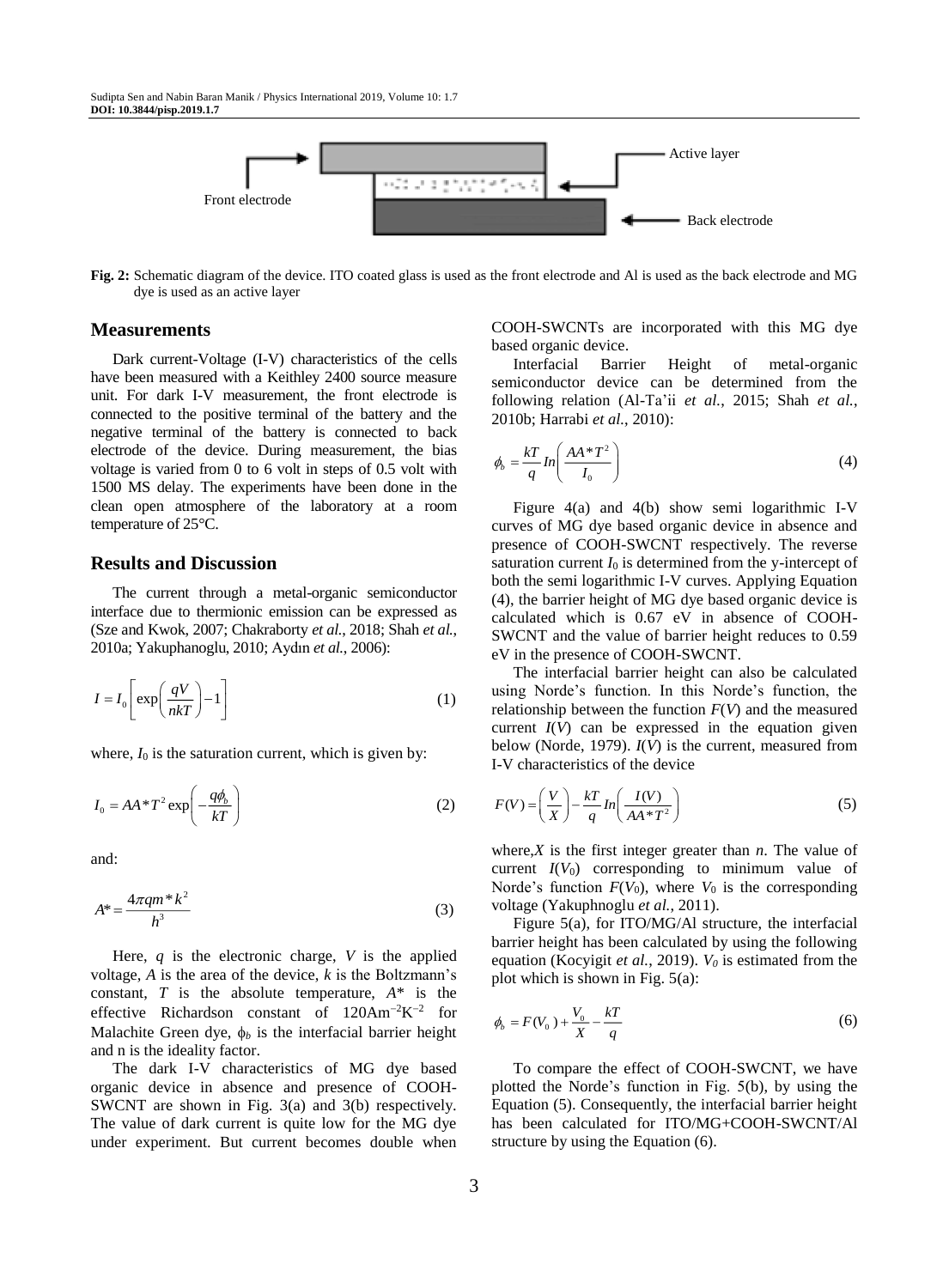Front electrode

Active layer

Back electrode

**Fig. 2:** Schematic diagram of the device. ITO coated glass is used as the front electrode and Al is used as the back electrode and MG dye is used as an active layer

## Measurements

Dark current-Voltage (I-V) characteristics of the cells have been measured with a Keithley 2400 source measure unit. For dark I-V measurement, the front electrode is connected to the positive terminal of the battery and the negative terminal of the battery is connected to back electrode of the device. During measurement, the bias voltage is varied from 0 to 6 volt in steps of 0.5 volt with 1500 MS delay. The experiments have been done in the clean open atmosphere of the laboratory at a room temperature of 25°C.

## Results and Discussion

The current through a metal-organic semiconductor interface due to thermionic emission can be expressed as (Sze and Kwok, 2007; Chakraborty *et al.*, 2018; Shah *et al.*, 2010a; Yakuphanoglu, 2010; Aydın *et al.*, 2006):

$$I = I_0\left[\exp\left(\frac{qV}{nkT}\right) - 1\right] \tag{1}$$

where, $I_0$ is the saturation current, which is given by:

$$I_0 = AA^*T^2\exp\left(-\frac{q\phi_b}{kT}\right) \tag{2}$$

and:

$$A^* = \frac{4\pi qm^*k^2}{h^3} \tag{3}$$

Here, $q$ is the electronic charge, $V$ is the applied voltage, $A$ is the area of the device, $k$ is the Boltzmann's constant, $T$ is the absolute temperature, $A^*$ is the effective Richardson constant of $120\text{Am}^{-2}\text{K}^{-2}$ for Malachite Green dye, $\phi_b$ is the interfacial barrier height and n is the ideality factor.

The dark I-V characteristics of MG dye based organic device in absence and presence of COOH-SWCNT are shown in Fig. 3(a) and 3(b) respectively. The value of dark current is quite low for the MG dye under experiment. But current becomes double when COOH-SWCNTs are incorporated with this MG dye based organic device.

Interfacial Barrier Height of metal-organic semiconductor device can be determined from the following relation (Al-Ta'ii *et al.*, 2015; Shah *et al.*, 2010b; Harrabi *et al.*, 2010):

$$\phi_b = \frac{kT}{q}In\left(\frac{AA^*T^2}{I_0}\right) \tag{4}$$

Figure 4(a) and 4(b) show semi logarithmic I-V curves of MG dye based organic device in absence and presence of COOH-SWCNT respectively. The reverse saturation current $I_0$ is determined from the y-intercept of both the semi logarithmic I-V curves. Applying Equation (4), the barrier height of MG dye based organic device is calculated which is 0.67 eV in absence of COOH-SWCNT and the value of barrier height reduces to 0.59 eV in the presence of COOH-SWCNT.

The interfacial barrier height can also be calculated using Norde's function. In this Norde's function, the relationship between the function $F(V)$ and the measured current $I(V)$ can be expressed in the equation given below (Norde, 1979). $I(V)$ is the current, measured from I-V characteristics of the device

$$F(V) = \left(\frac{V}{X}\right) - \frac{kT}{q}In\left(\frac{I(V)}{AA^*T^2}\right) \tag{5}$$

where,$X$ is the first integer greater than $n$. The value of current $I(V_0)$ corresponding to minimum value of Norde's function $F(V_0)$, where $V_0$ is the corresponding voltage (Yakuphnoglu *et al.*, 2011).

Figure 5(a), for ITO/MG/Al structure, the interfacial barrier height has been calculated by using the following equation (Kocyigit *et al.*, 2019). $V_0$ is estimated from the plot which is shown in Fig. 5(a):

$$\phi_b = F(V_0) + \frac{V_0}{X} - \frac{kT}{q} \tag{6}$$

To compare the effect of COOH-SWCNT, we have plotted the Norde's function in Fig. 5(b), by using the Equation (5). Consequently, the interfacial barrier height has been calculated for ITO/MG+COOH-SWCNT/Al structure by using the Equation (6).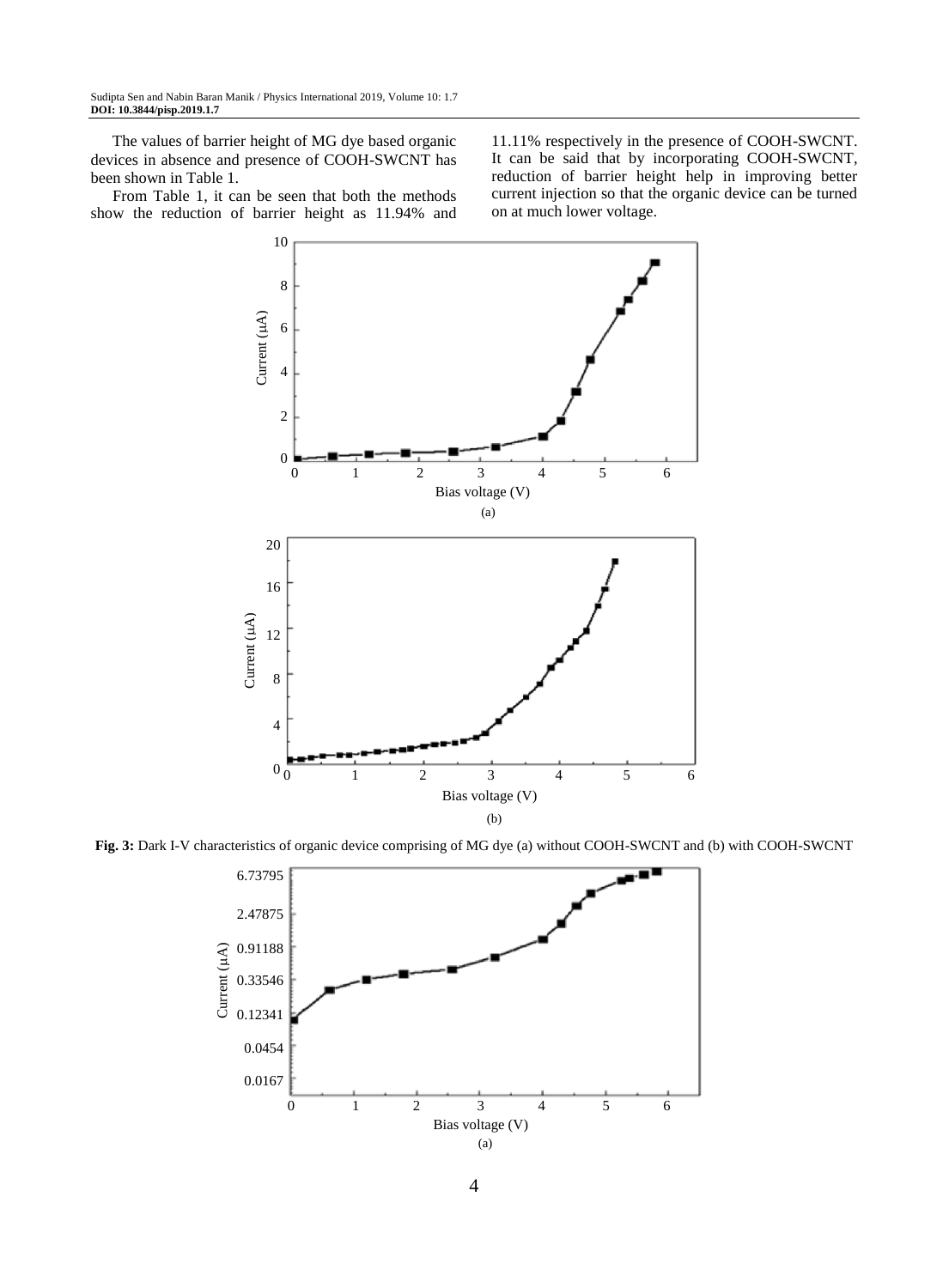The values of barrier height of MG dye based organic devices in absence and presence of COOH-SWCNT has been shown in Table 1.

From Table 1, it can be seen that both the methods show the reduction of barrier height as 11.94% and 11.11% respectively in the presence of COOH-SWCNT. It can be said that by incorporating COOH-SWCNT, reduction of barrier height help in improving better current injection so that the organic device can be turned on at much lower voltage.

**Fig. 3:** Dark I-V characteristics of organic device comprising of MG dye (a) without COOH-SWCNT and (b) with COOH-SWCNT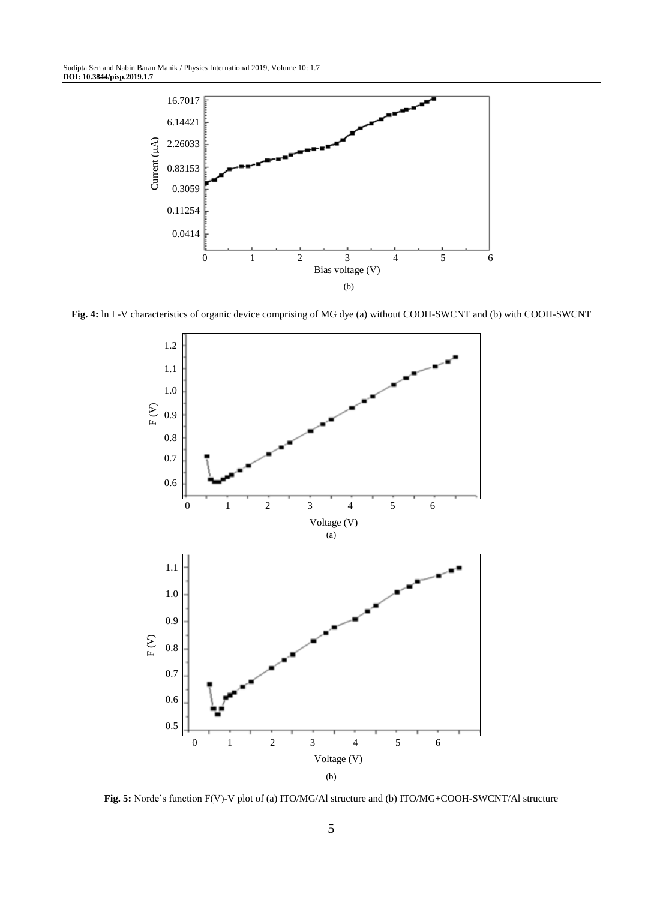(b)

**Fig. 4:** ln I -V characteristics of organic device comprising of MG dye (a) without COOH-SWCNT and (b) with COOH-SWCNT

(a)

(b)

**Fig. 5:** Norde's function F(V)-V plot of (a) ITO/MG/Al structure and (b) ITO/MG+COOH-SWCNT/Al structure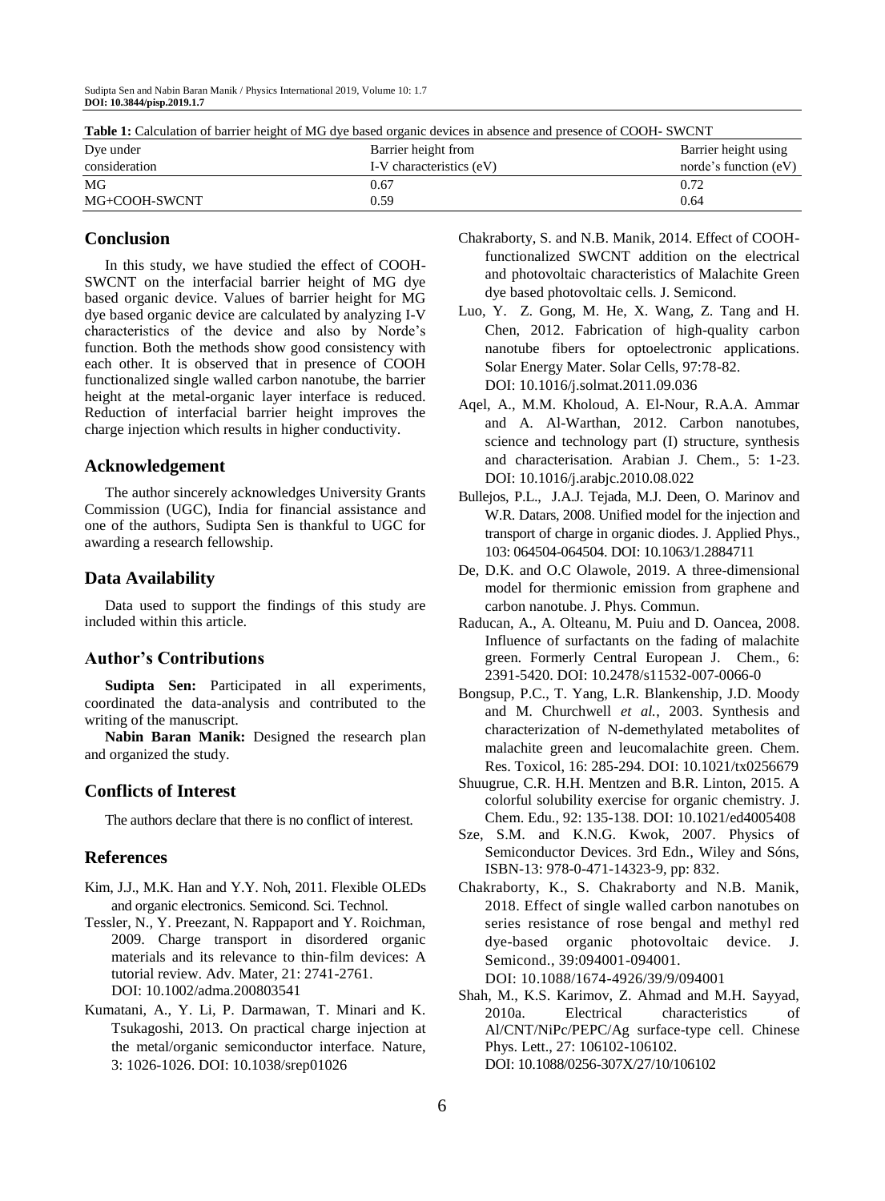**Table 1:** Calculation of barrier height of MG dye based organic devices in absence and presence of COOH- SWCNT

| Dye under consideration | Barrier height from I-V characteristics (eV) | Barrier height using norde's function (eV) |
|---|---|---|
| MG | 0.67 | 0.72 |
| MG+COOH-SWCNT | 0.59 | 0.64 |

## Conclusion

In this study, we have studied the effect of COOH-SWCNT on the interfacial barrier height of MG dye based organic device. Values of barrier height for MG dye based organic device are calculated by analyzing I-V characteristics of the device and also by Norde's function. Both the methods show good consistency with each other. It is observed that in presence of COOH functionalized single walled carbon nanotube, the barrier height at the metal-organic layer interface is reduced. Reduction of interfacial barrier height improves the charge injection which results in higher conductivity.

## Acknowledgement

The author sincerely acknowledges University Grants Commission (UGC), India for financial assistance and one of the authors, Sudipta Sen is thankful to UGC for awarding a research fellowship.

## Data Availability

Data used to support the findings of this study are included within this article.

## Author's Contributions

**Sudipta Sen:** Participated in all experiments, coordinated the data-analysis and contributed to the writing of the manuscript.

**Nabin Baran Manik:** Designed the research plan and organized the study.

## Conflicts of Interest

The authors declare that there is no conflict of interest.

## References

Kim, J.J., M.K. Han and Y.Y. Noh, 2011. Flexible OLEDs and organic electronics. Semicond. Sci. Technol.

Tessler, N., Y. Preezant, N. Rappaport and Y. Roichman, 2009. Charge transport in disordered organic materials and its relevance to thin-film devices: A tutorial review. Adv. Mater, 21: 2741-2761. DOI: 10.1002/adma.200803541

Kumatani, A., Y. Li, P. Darmawan, T. Minari and K. Tsukagoshi, 2013. On practical charge injection at the metal/organic semiconductor interface. Nature, 3: 1026-1026. DOI: 10.1038/srep01026

Chakraborty, S. and N.B. Manik, 2014. Effect of COOH-functionalized SWCNT addition on the electrical and photovoltaic characteristics of Malachite Green dye based photovoltaic cells. J. Semicond.

Luo, Y. Z. Gong, M. He, X. Wang, Z. Tang and H. Chen, 2012. Fabrication of high-quality carbon nanotube fibers for optoelectronic applications. Solar Energy Mater. Solar Cells, 97:78-82. DOI: 10.1016/j.solmat.2011.09.036

Aqel, A., M.M. Kholoud, A. El-Nour, R.A.A. Ammar and A. Al-Warthan, 2012. Carbon nanotubes, science and technology part (I) structure, synthesis and characterisation. Arabian J. Chem., 5: 1-23. DOI: 10.1016/j.arabjc.2010.08.022

Bullejos, P.L., J.A.J. Tejada, M.J. Deen, O. Marinov and W.R. Datars, 2008. Unified model for the injection and transport of charge in organic diodes. J. Applied Phys., 103: 064504-064504. DOI: 10.1063/1.2884711

De, D.K. and O.C Olawole, 2019. A three-dimensional model for thermionic emission from graphene and carbon nanotube. J. Phys. Commun.

Raducan, A., A. Olteanu, M. Puiu and D. Oancea, 2008. Influence of surfactants on the fading of malachite green. Formerly Central European J. Chem., 6: 2391-5420. DOI: 10.2478/s11532-007-0066-0

Bongsup, P.C., T. Yang, L.R. Blankenship, J.D. Moody and M. Churchwell *et al.*, 2003. Synthesis and characterization of N-demethylated metabolites of malachite green and leucomalachite green. Chem. Res. Toxicol, 16: 285-294. DOI: 10.1021/tx0256679

Shuugrue, C.R. H.H. Mentzen and B.R. Linton, 2015. A colorful solubility exercise for organic chemistry. J. Chem. Edu., 92: 135-138. DOI: 10.1021/ed4005408

Sze, S.M. and K.N.G. Kwok, 2007. Physics of Semiconductor Devices. 3rd Edn., Wiley and Sóns, ISBN-13: 978-0-471-14323-9, pp: 832.

Chakraborty, K., S. Chakraborty and N.B. Manik, 2018. Effect of single walled carbon nanotubes on series resistance of rose bengal and methyl red dye-based organic photovoltaic device. J. Semicond., 39:094001-094001. DOI: 10.1088/1674-4926/39/9/094001

Shah, M., K.S. Karimov, Z. Ahmad and M.H. Sayyad, 2010a. Electrical characteristics of Al/CNT/NiPc/PEPC/Ag surface-type cell. Chinese Phys. Lett., 27: 106102-106102. DOI: 10.1088/0256-307X/27/10/106102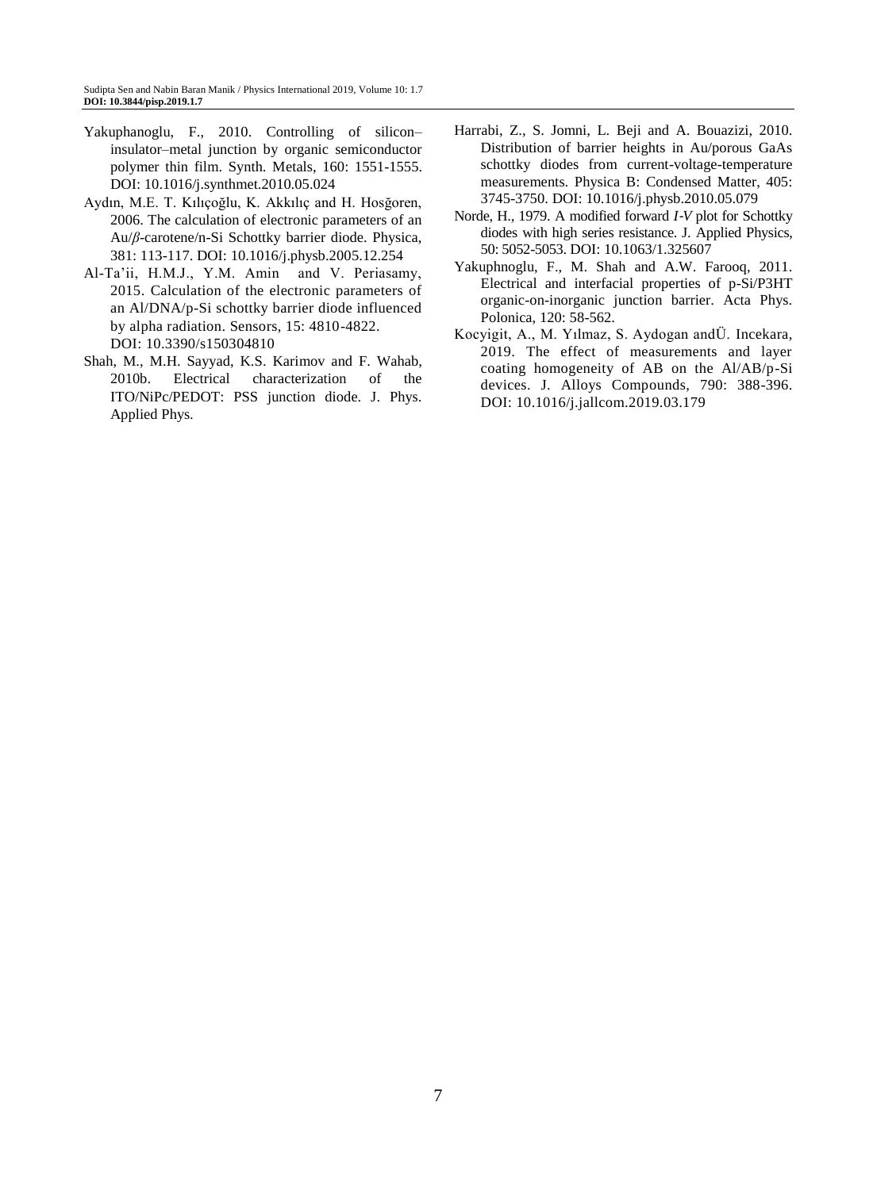Yakuphanoglu, F., 2010. Controlling of silicon–insulator–metal junction by organic semiconductor polymer thin film. Synth. Metals, 160: 1551-1555. DOI: 10.1016/j.synthmet.2010.05.024

Aydın, M.E. T. Kılıçoğlu, K. Akkılıç and H. Hosğoren, 2006. The calculation of electronic parameters of an Au/*β*-carotene/n-Si Schottky barrier diode. Physica, 381: 113-117. DOI: 10.1016/j.physb.2005.12.254

Al-Ta'ii, H.M.J., Y.M. Amin and V. Periasamy, 2015. Calculation of the electronic parameters of an Al/DNA/p-Si schottky barrier diode influenced by alpha radiation. Sensors, 15: 4810-4822. DOI: 10.3390/s150304810

Shah, M., M.H. Sayyad, K.S. Karimov and F. Wahab, 2010b. Electrical characterization of the ITO/NiPc/PEDOT: PSS junction diode. J. Phys. Applied Phys.

Harrabi, Z., S. Jomni, L. Beji and A. Bouazizi, 2010. Distribution of barrier heights in Au/porous GaAs schottky diodes from current-voltage-temperature measurements. Physica B: Condensed Matter, 405: 3745-3750. DOI: 10.1016/j.physb.2010.05.079

Norde, H., 1979. A modified forward *I-V* plot for Schottky diodes with high series resistance. J. Applied Physics, 50: 5052-5053. DOI: 10.1063/1.325607

Yakuphnoglu, F., M. Shah and A.W. Farooq, 2011. Electrical and interfacial properties of p-Si/P3HT organic-on-inorganic junction barrier. Acta Phys. Polonica, 120: 58-562.

Kocyigit, A., M. Yılmaz, S. Aydogan andÜ. Incekara, 2019. The effect of measurements and layer coating homogeneity of AB on the Al/AB/p-Si devices. J. Alloys Compounds, 790: 388-396. DOI: 10.1016/j.jallcom.2019.03.179